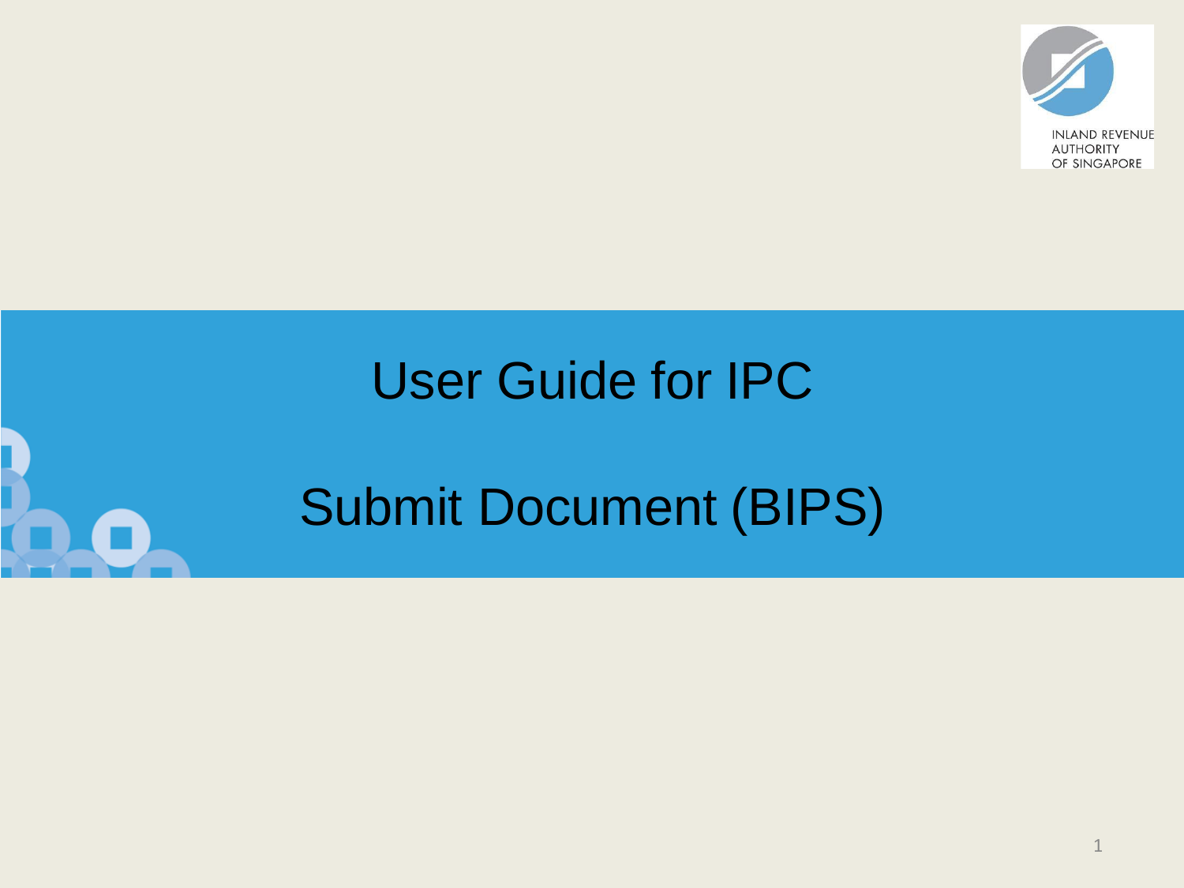INLAND REVENUE AUTHORITY OF SINGAPORE

# User Guide for IPC

# Submit Document (BIPS)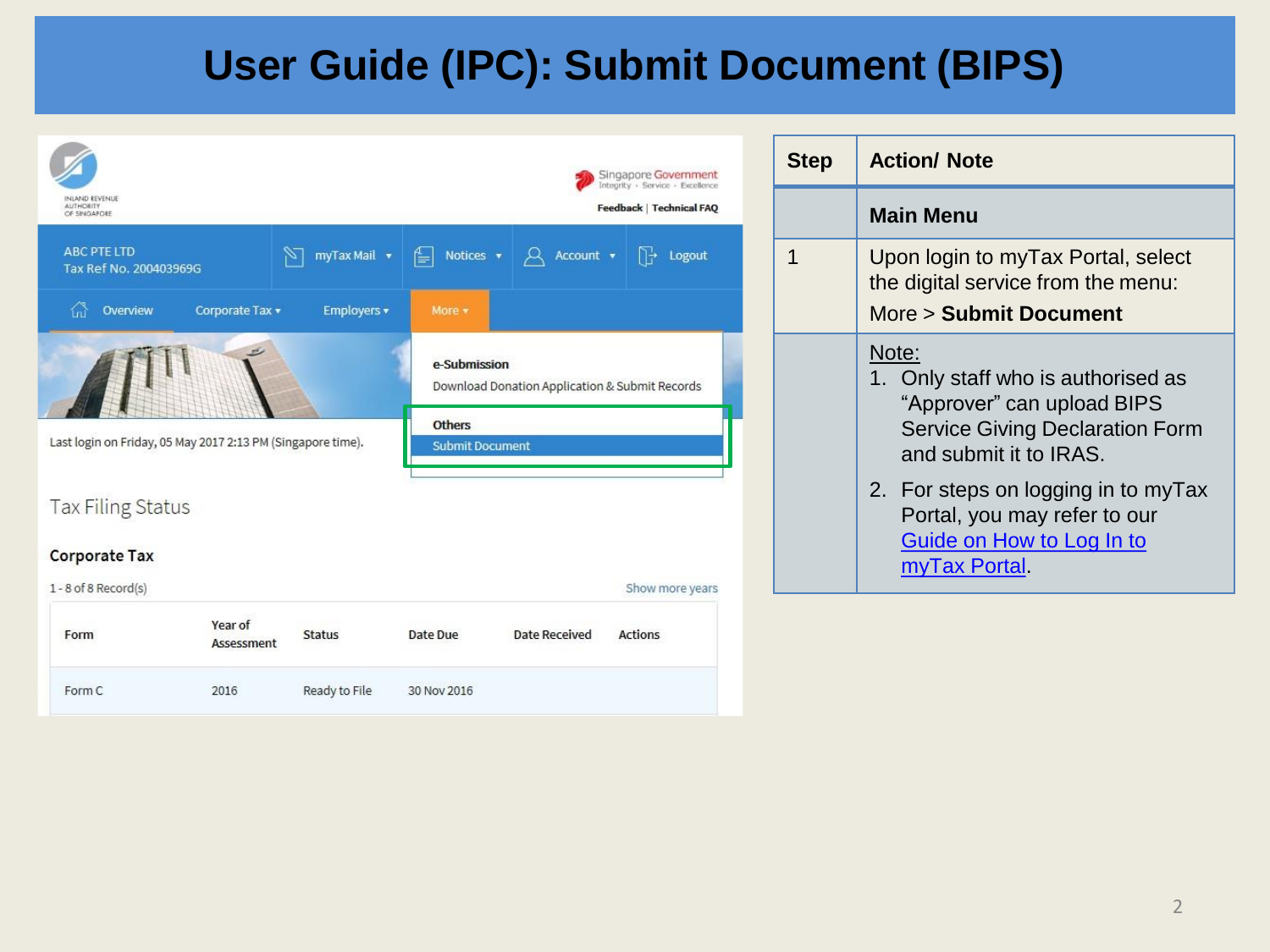# User Guide (IPC): Submit Document (BIPS)

| Step | Action/ Note |
| --- | --- |
| | **Main Menu** |
| 1 | Upon login to myTax Portal, select the digital service from the menu: More > **Submit Document** |
| | Note:<br>1. Only staff who is authorised as "Approver" can upload BIPS Service Giving Declaration Form and submit it to IRAS.<br>2. For steps on logging in to myTax Portal, you may refer to our Guide on How to Log In to myTax Portal. |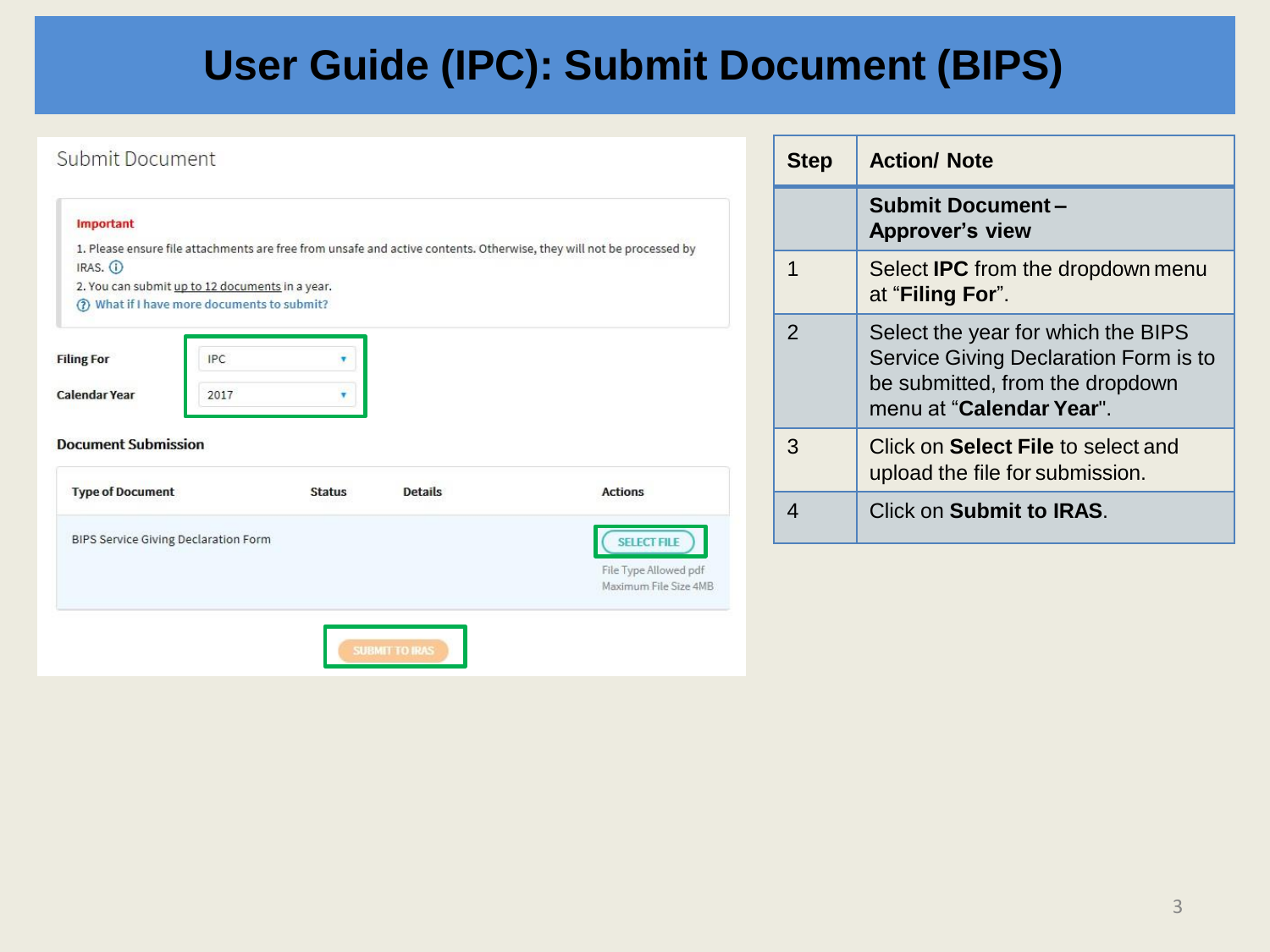# User Guide (IPC): Submit Document (BIPS)

Submit Document

**Important**

1. Please ensure file attachments are free from unsafe and active contents. Otherwise, they will not be processed by IRAS.
2. You can submit up to 12 documents in a year.

What if I have more documents to submit?

**Filing For** IPC

**Calendar Year** 2017

**Document Submission**

| Type of Document | Status | Details | Actions |
|---|---|---|---|
| BIPS Service Giving Declaration Form | | | SELECT FILE<br>File Type Allowed pdf<br>Maximum File Size 4MB |

SUBMIT TO IRAS

| Step | Action/ Note |
|---|---|
| | **Submit Document – Approver's view** |
| 1 | Select **IPC** from the dropdown menu at "**Filing For**". |
| 2 | Select the year for which the BIPS Service Giving Declaration Form is to be submitted, from the dropdown menu at "**Calendar Year**". |
| 3 | Click on **Select File** to select and upload the file for submission. |
| 4 | Click on **Submit to IRAS**. |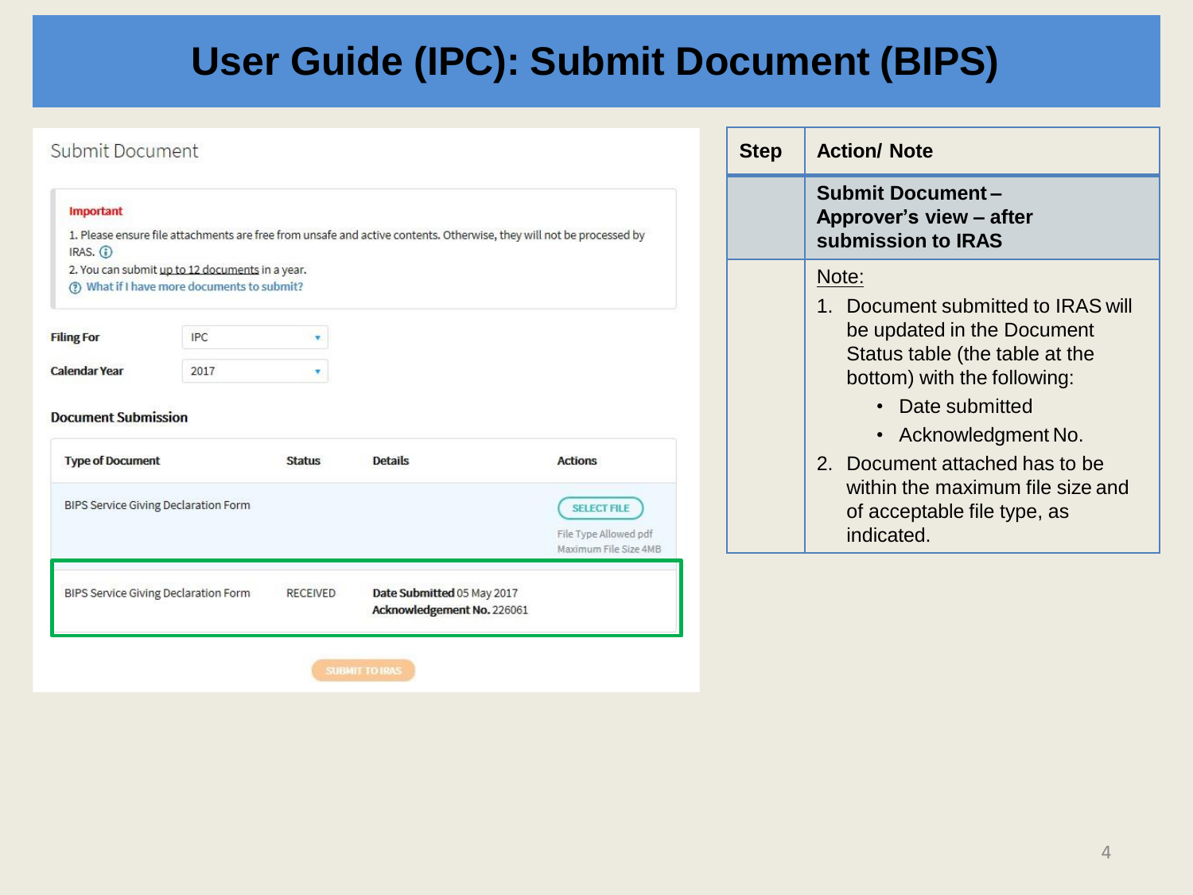# User Guide (IPC): Submit Document (BIPS)

Submit Document

**Important**

1. Please ensure file attachments are free from unsafe and active contents. Otherwise, they will not be processed by IRAS.
2. You can submit up to 12 documents in a year.

What if I have more documents to submit?

**Filing For** IPC

**Calendar Year** 2017

**Document Submission**

| Type of Document | Status | Details | Actions |
|---|---|---|---|
| BIPS Service Giving Declaration Form | | | SELECT FILE<br>File Type Allowed pdf<br>Maximum File Size 4MB |
| BIPS Service Giving Declaration Form | RECEIVED | **Date Submitted** 05 May 2017<br>**Acknowledgement No.** 226061 | |

SUBMIT TO IRAS

| Step | Action/ Note |
|---|---|
| | **Submit Document – Approver's view – after submission to IRAS** |
| | Note:<br>1. Document submitted to IRAS will be updated in the Document Status table (the table at the bottom) with the following:<br>• Date submitted<br>• Acknowledgment No.<br>2. Document attached has to be within the maximum file size and of acceptable file type, as indicated. |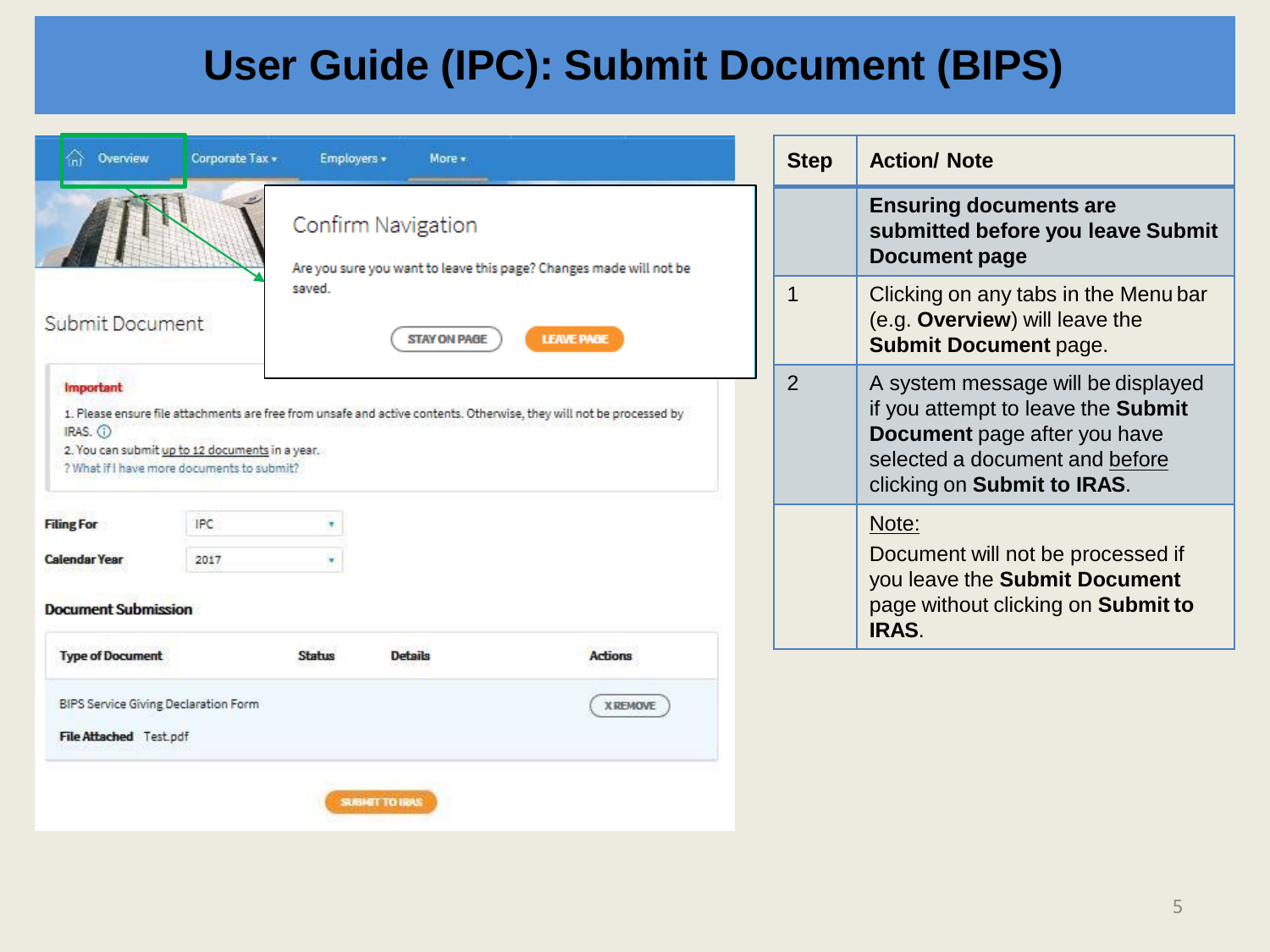# User Guide (IPC): Submit Document (BIPS)

Overview | Corporate Tax ▾ | Employers ▾ | More ▾

**Confirm Navigation**

Are you sure you want to leave this page? Changes made will not be saved.

STAY ON PAGE | LEAVE PAGE

## Submit Document

**Important**

1. Please ensure file attachments are free from unsafe and active contents. Otherwise, they will not be processed by IRAS.
2. You can submit up to 12 documents in a year.

? What if I have more documents to submit?

**Filing For** IPC

**Calendar Year** 2017

**Document Submission**

| Type of Document | Status | Details | Actions |
|---|---|---|---|
| BIPS Service Giving Declaration Form<br>**File Attached** Test.pdf | | | X REMOVE |

SUBMIT TO IRAS

| Step | Action/ Note |
|---|---|
| | **Ensuring documents are submitted before you leave Submit Document page** |
| 1 | Clicking on any tabs in the Menu bar (e.g. **Overview**) will leave the **Submit Document** page. |
| 2 | A system message will be displayed if you attempt to leave the **Submit Document** page after you have selected a document and before clicking on **Submit to IRAS**. |
| | Note:<br>Document will not be processed if you leave the **Submit Document** page without clicking on **Submit to IRAS**. |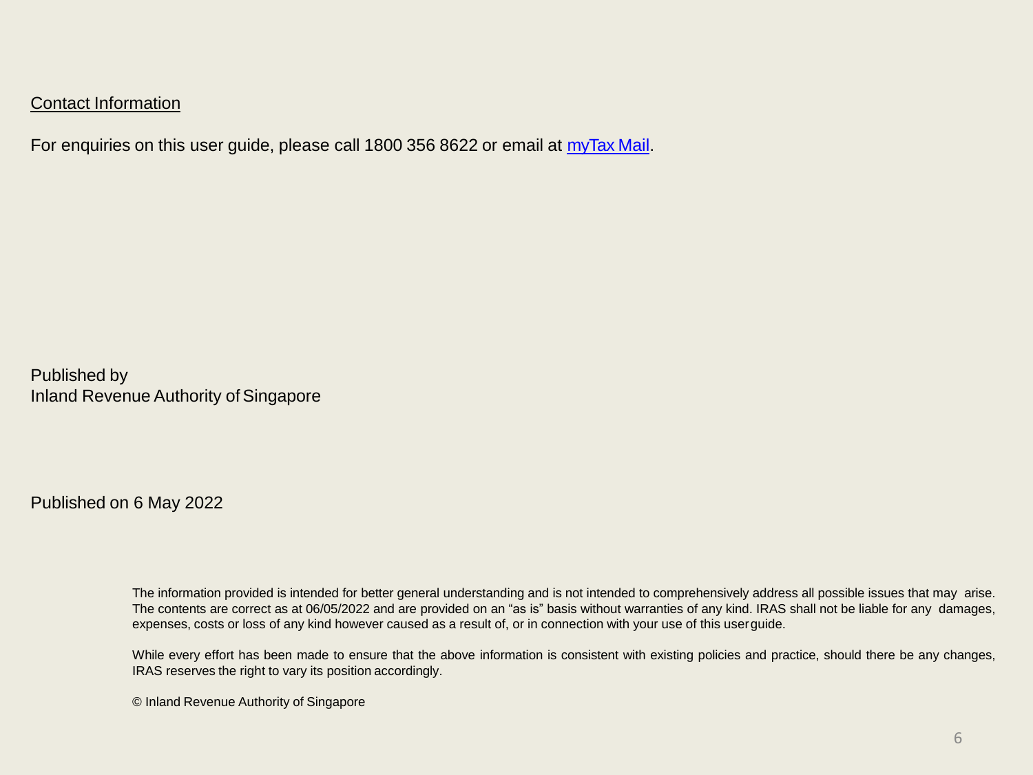## Contact Information

For enquiries on this user guide, please call 1800 356 8622 or email at myTax Mail.

Published by
Inland Revenue Authority of Singapore

Published on 6 May 2022

The information provided is intended for better general understanding and is not intended to comprehensively address all possible issues that may arise. The contents are correct as at 06/05/2022 and are provided on an "as is" basis without warranties of any kind. IRAS shall not be liable for any damages, expenses, costs or loss of any kind however caused as a result of, or in connection with your use of this user guide.

While every effort has been made to ensure that the above information is consistent with existing policies and practice, should there be any changes, IRAS reserves the right to vary its position accordingly.

© Inland Revenue Authority of Singapore